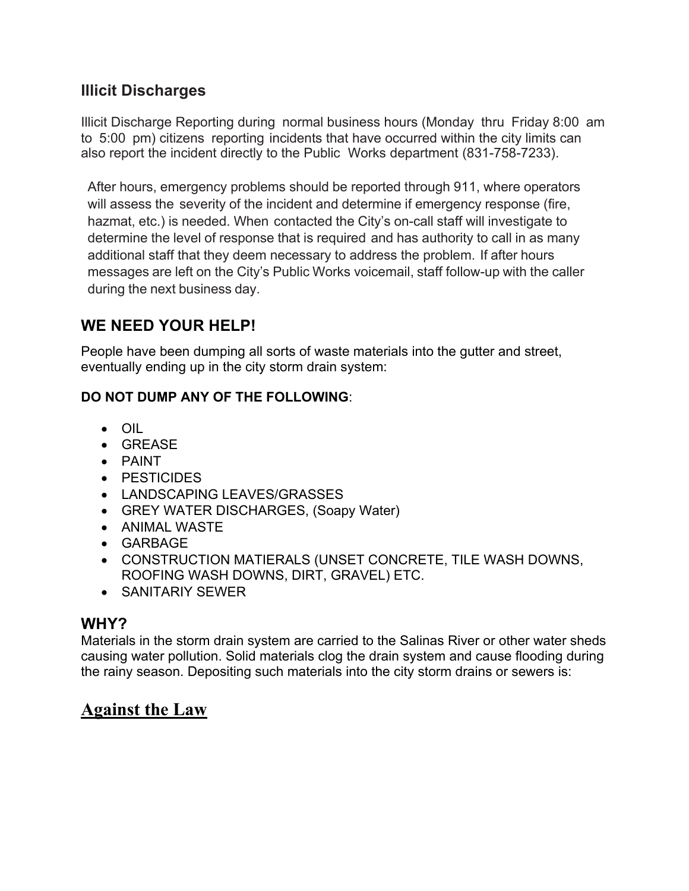## Illicit Discharges

Illicit Discharge Reporting during normal business hours (Monday thru Friday 8:00 am to 5:00 pm) citizens reporting incidents that have occurred within the city limits can also report the incident directly to the Public Works department (831-758-7233).

After hours, emergency problems should be reported through 911, where operators will assess the severity of the incident and determine if emergency response (fire, hazmat, etc.) is needed. When contacted the City's on-call staff will investigate to determine the level of response that is required and has authority to call in as many additional staff that they deem necessary to address the problem. If after hours messages are left on the City's Public Works voicemail, staff follow-up with the caller during the next business day.

## WE NEED YOUR HELP!

People have been dumping all sorts of waste materials into the gutter and street, eventually ending up in the city storm drain system:

**DO NOT DUMP ANY OF THE FOLLOWING**:

- OIL
- GREASE
- PAINT
- PESTICIDES
- LANDSCAPING LEAVES/GRASSES
- GREY WATER DISCHARGES, (Soapy Water)
- ANIMAL WASTE
- GARBAGE
- CONSTRUCTION MATIERALS (UNSET CONCRETE, TILE WASH DOWNS, ROOFING WASH DOWNS, DIRT, GRAVEL) ETC.
- SANITARIY SEWER

## WHY?

Materials in the storm drain system are carried to the Salinas River or other water sheds causing water pollution. Solid materials clog the drain system and cause flooding during the rainy season. Depositing such materials into the city storm drains or sewers is:

## Against the Law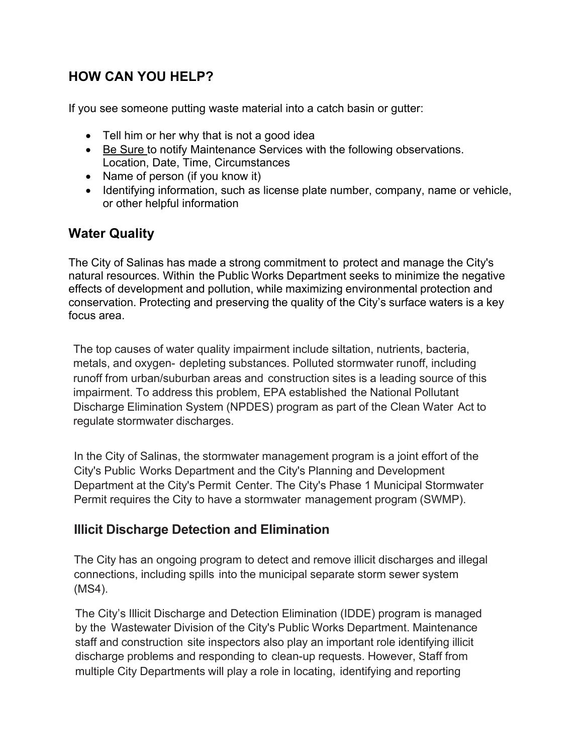## HOW CAN YOU HELP?

If you see someone putting waste material into a catch basin or gutter:

- Tell him or her why that is not a good idea
- Be Sure to notify Maintenance Services with the following observations. Location, Date, Time, Circumstances
- Name of person (if you know it)
- Identifying information, such as license plate number, company, name or vehicle, or other helpful information

## Water Quality

The City of Salinas has made a strong commitment to protect and manage the City's natural resources. Within the Public Works Department seeks to minimize the negative effects of development and pollution, while maximizing environmental protection and conservation. Protecting and preserving the quality of the City's surface waters is a key focus area.

The top causes of water quality impairment include siltation, nutrients, bacteria, metals, and oxygen- depleting substances. Polluted stormwater runoff, including runoff from urban/suburban areas and construction sites is a leading source of this impairment. To address this problem, EPA established the National Pollutant Discharge Elimination System (NPDES) program as part of the Clean Water Act to regulate stormwater discharges.

In the City of Salinas, the stormwater management program is a joint effort of the City's Public Works Department and the City's Planning and Development Department at the City's Permit Center. The City's Phase 1 Municipal Stormwater Permit requires the City to have a stormwater management program (SWMP).

## Illicit Discharge Detection and Elimination

The City has an ongoing program to detect and remove illicit discharges and illegal connections, including spills into the municipal separate storm sewer system (MS4).

The City's Illicit Discharge and Detection Elimination (IDDE) program is managed by the Wastewater Division of the City's Public Works Department. Maintenance staff and construction site inspectors also play an important role identifying illicit discharge problems and responding to clean-up requests. However, Staff from multiple City Departments will play a role in locating, identifying and reporting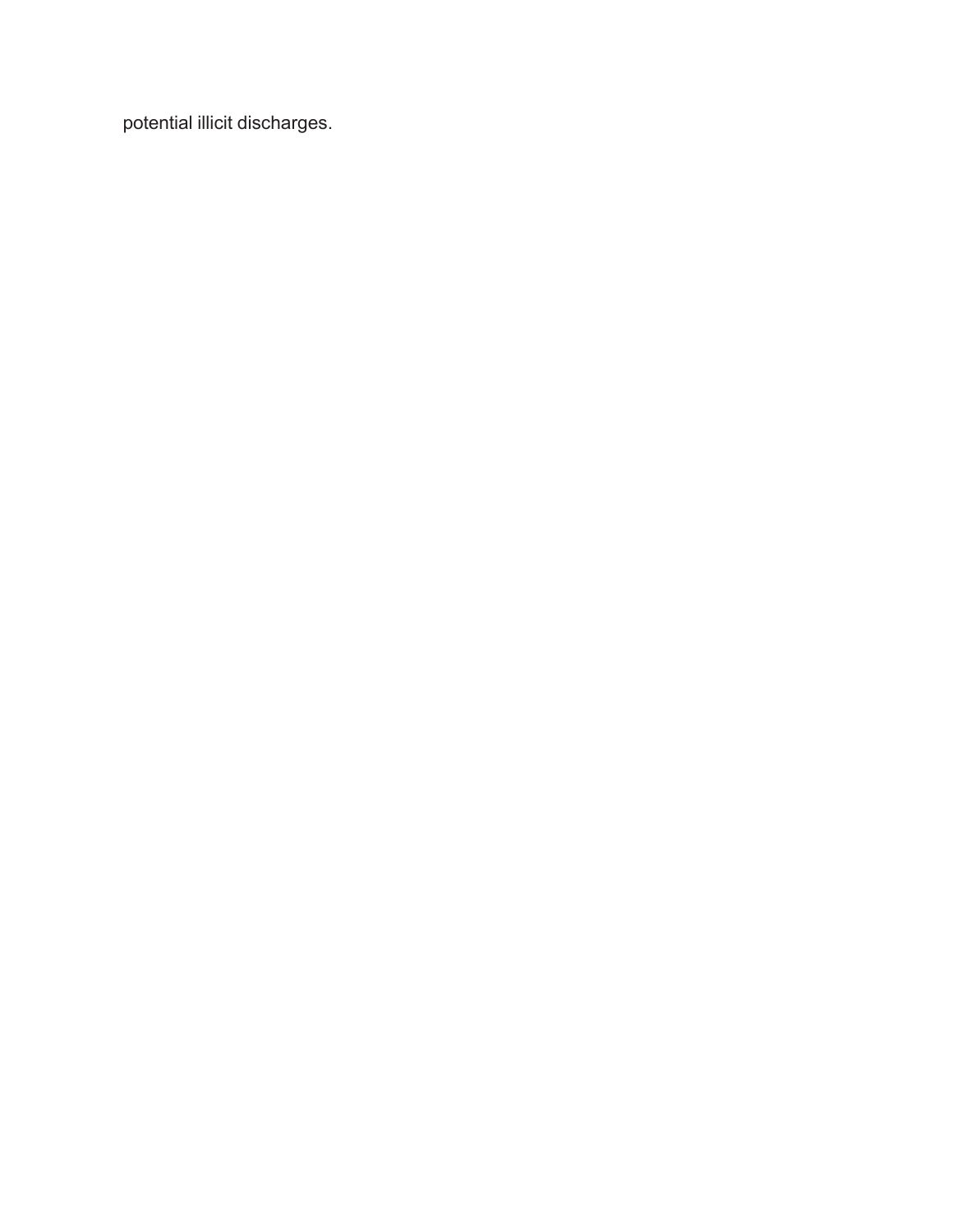potential illicit discharges.